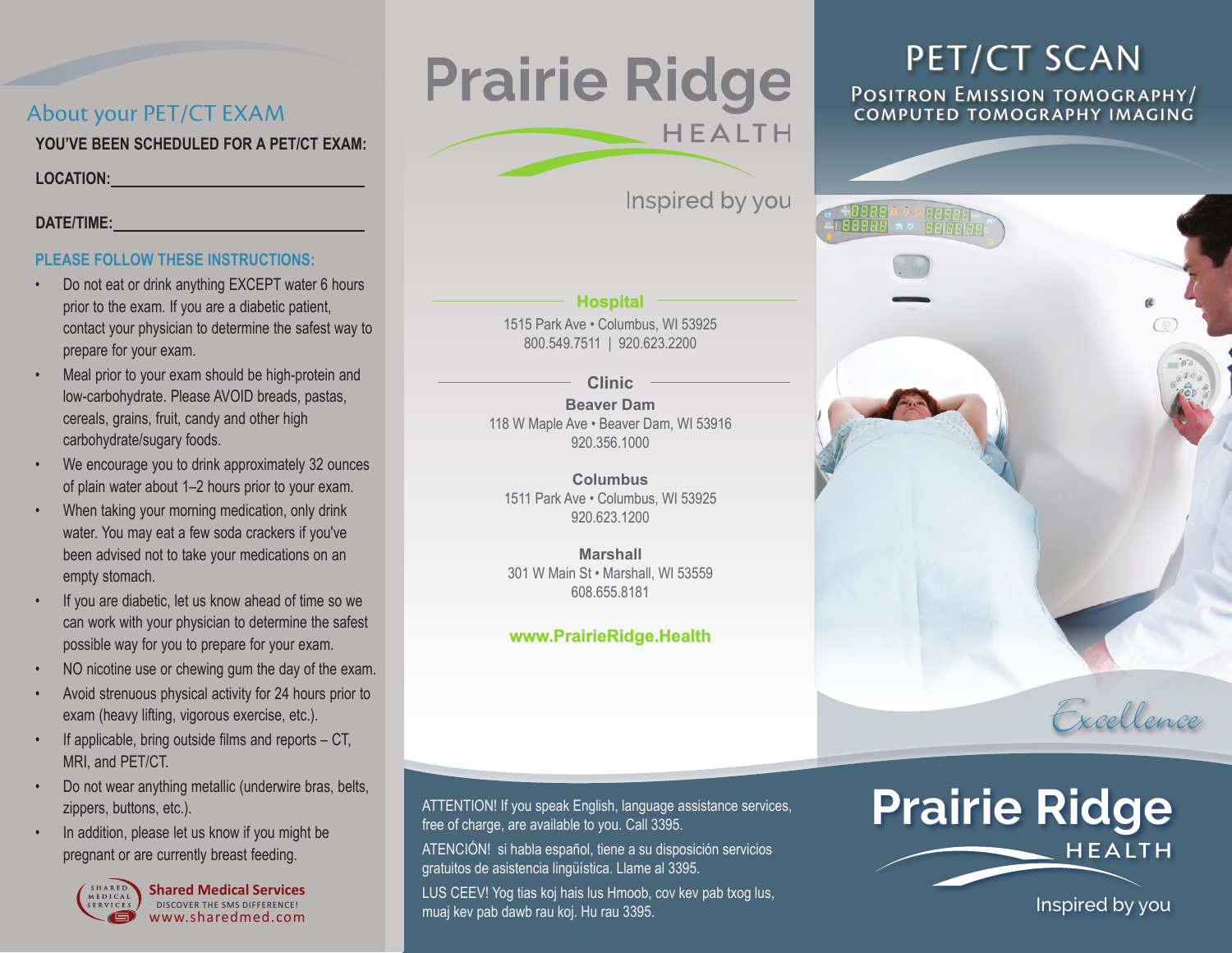## About your PET/CT EXAM

**YOU'VE BEEN SCHEDULED FOR A PET/CT EXAM:**

**LOCATION:**\_\_\_\_\_\_\_\_\_\_\_\_\_\_\_\_\_\_\_\_\_\_\_\_\_\_\_\_

**DATE/TIME:**\_\_\_\_\_\_\_\_\_\_\_\_\_\_\_\_\_\_\_\_\_\_\_\_\_\_\_\_

### PLEASE FOLLOW THESE INSTRUCTIONS:

- Do not eat or drink anything EXCEPT water 6 hours prior to the exam. If you are a diabetic patient, contact your physician to determine the safest way to prepare for your exam.
- Meal prior to your exam should be high-protein and low-carbohydrate. Please AVOID breads, pastas, cereals, grains, fruit, candy and other high carbohydrate/sugary foods.
- We encourage you to drink approximately 32 ounces of plain water about 1–2 hours prior to your exam.
- When taking your morning medication, only drink water. You may eat a few soda crackers if you've been advised not to take your medications on an empty stomach.
- If you are diabetic, let us know ahead of time so we can work with your physician to determine the safest possible way for you to prepare for your exam.
- NO nicotine use or chewing gum the day of the exam.
- Avoid strenuous physical activity for 24 hours prior to exam (heavy lifting, vigorous exercise, etc.).
- If applicable, bring outside films and reports – CT, MRI, and PET/CT.
- Do not wear anything metallic (underwire bras, belts, zippers, buttons, etc.).
- In addition, please let us know if you might be pregnant or are currently breast feeding.

Shared Medical Services
DISCOVER THE SMS DIFFERENCE!
www.sharedmed.com

# Prairie Ridge HEALTH

Inspired by you

**Hospital**

1515 Park Ave • Columbus, WI 53925
800.549.7511 | 920.623.2200

**Clinic**

**Beaver Dam**
118 W Maple Ave • Beaver Dam, WI 53916
920.356.1000

**Columbus**
1511 Park Ave • Columbus, WI 53925
920.623.1200

**Marshall**
301 W Main St • Marshall, WI 53559
608.655.8181

**www.PrairieRidge.Health**

ATTENTION! If you speak English, language assistance services, free of charge, are available to you. Call 3395.

ATENCIÓN! si habla español, tiene a su disposición servicios gratuitos de asistencia lingüística. Llame al 3395.

LUS CEEV! Yog tias koj hais lus Hmoob, cov kev pab txog lus, muaj kev pab dawb rau koj. Hu rau 3395.

# PET/CT SCAN

## Positron Emission Tomography/ Computed Tomography Imaging

*Excellence*

# Prairie Ridge HEALTH

Inspired by you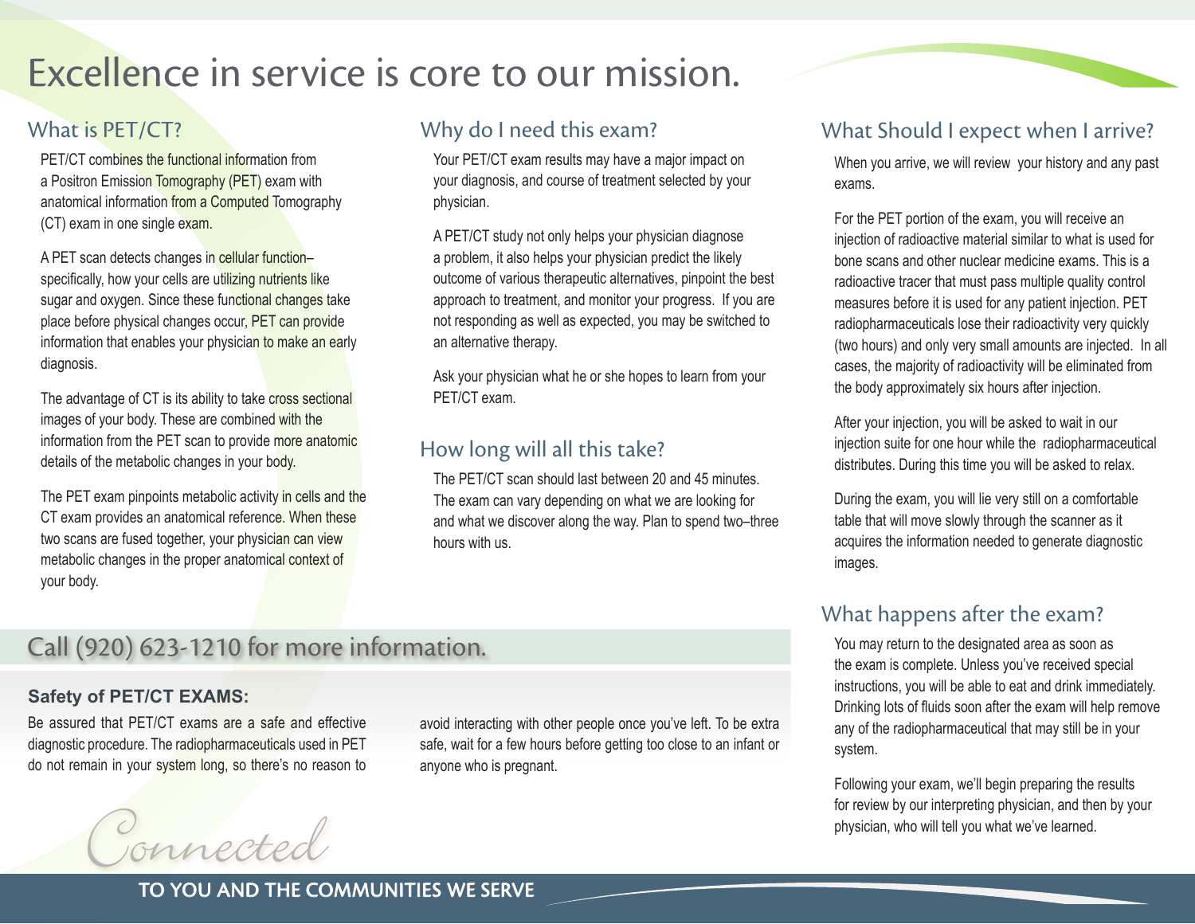# Excellence in service is core to our mission.

## What is PET/CT?

PET/CT combines the functional information from a Positron Emission Tomography (PET) exam with anatomical information from a Computed Tomography (CT) exam in one single exam.

A PET scan detects changes in cellular function– specifically, how your cells are utilizing nutrients like sugar and oxygen. Since these functional changes take place before physical changes occur, PET can provide information that enables your physician to make an early diagnosis.

The advantage of CT is its ability to take cross sectional images of your body. These are combined with the information from the PET scan to provide more anatomic details of the metabolic changes in your body.

The PET exam pinpoints metabolic activity in cells and the CT exam provides an anatomical reference. When these two scans are fused together, your physician can view metabolic changes in the proper anatomical context of your body.

## Why do I need this exam?

Your PET/CT exam results may have a major impact on your diagnosis, and course of treatment selected by your physician.

A PET/CT study not only helps your physician diagnose a problem, it also helps your physician predict the likely outcome of various therapeutic alternatives, pinpoint the best approach to treatment, and monitor your progress. If you are not responding as well as expected, you may be switched to an alternative therapy.

Ask your physician what he or she hopes to learn from your PET/CT exam.

## How long will all this take?

The PET/CT scan should last between 20 and 45 minutes. The exam can vary depending on what we are looking for and what we discover along the way. Plan to spend two–three hours with us.

## What Should I expect when I arrive?

When you arrive, we will review your history and any past exams.

For the PET portion of the exam, you will receive an injection of radioactive material similar to what is used for bone scans and other nuclear medicine exams. This is a radioactive tracer that must pass multiple quality control measures before it is used for any patient injection. PET radiopharmaceuticals lose their radioactivity very quickly (two hours) and only very small amounts are injected. In all cases, the majority of radioactivity will be eliminated from the body approximately six hours after injection.

After your injection, you will be asked to wait in our injection suite for one hour while the radiopharmaceutical distributes. During this time you will be asked to relax.

During the exam, you will lie very still on a comfortable table that will move slowly through the scanner as it acquires the information needed to generate diagnostic images.

## What happens after the exam?

You may return to the designated area as soon as the exam is complete. Unless you've received special instructions, you will be able to eat and drink immediately. Drinking lots of fluids soon after the exam will help remove any of the radiopharmaceutical that may still be in your system.

Following your exam, we'll begin preparing the results for review by our interpreting physician, and then by your physician, who will tell you what we've learned.

## Call (920) 623-1210 for more information.

**Safety of PET/CT EXAMS:**

Be assured that PET/CT exams are a safe and effective diagnostic procedure. The radiopharmaceuticals used in PET do not remain in your system long, so there's no reason to avoid interacting with other people once you've left. To be extra safe, wait for a few hours before getting too close to an infant or anyone who is pregnant.

*Connected*

TO YOU AND THE COMMUNITIES WE SERVE